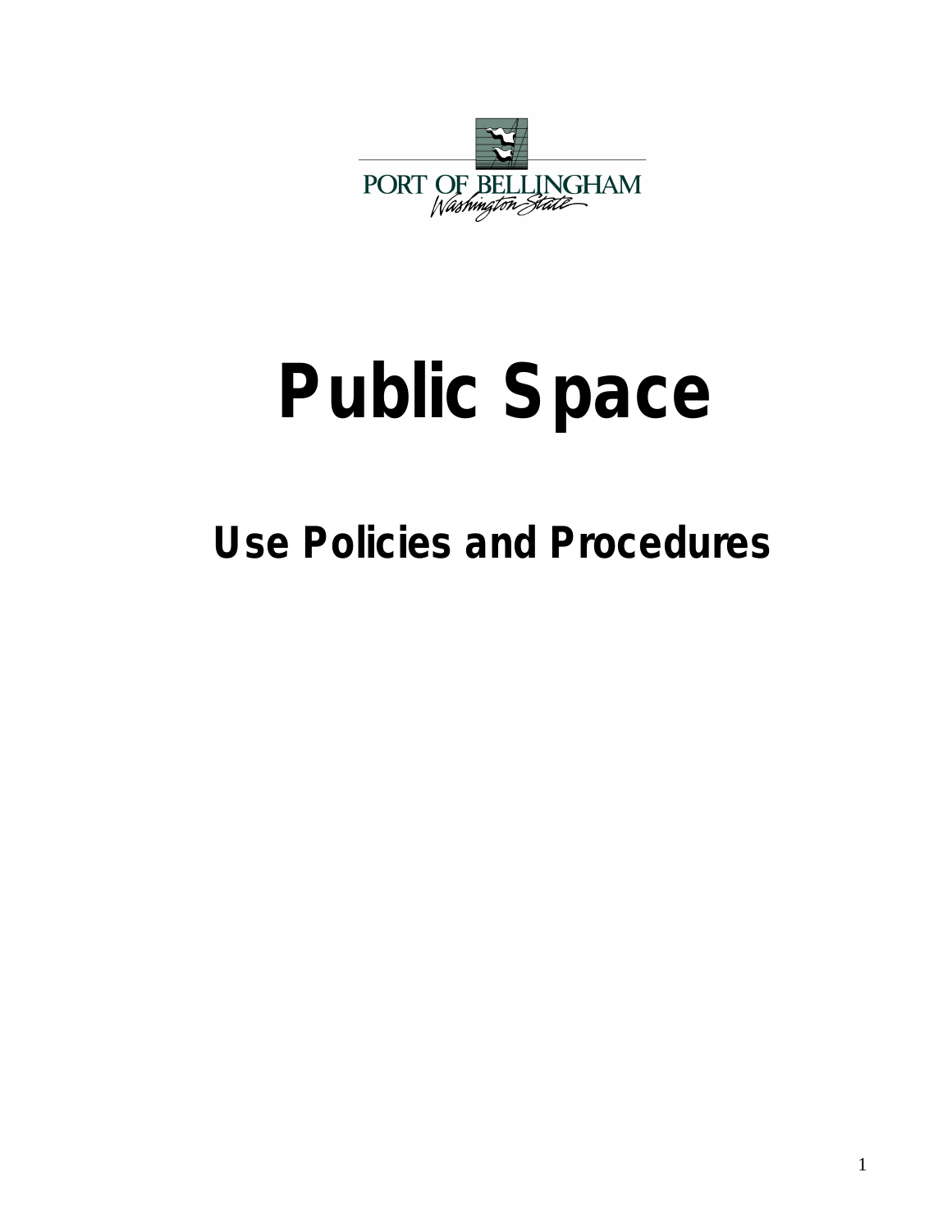PORT OF BELLINGHAM
Washington State

# Public Space

## Use Policies and Procedures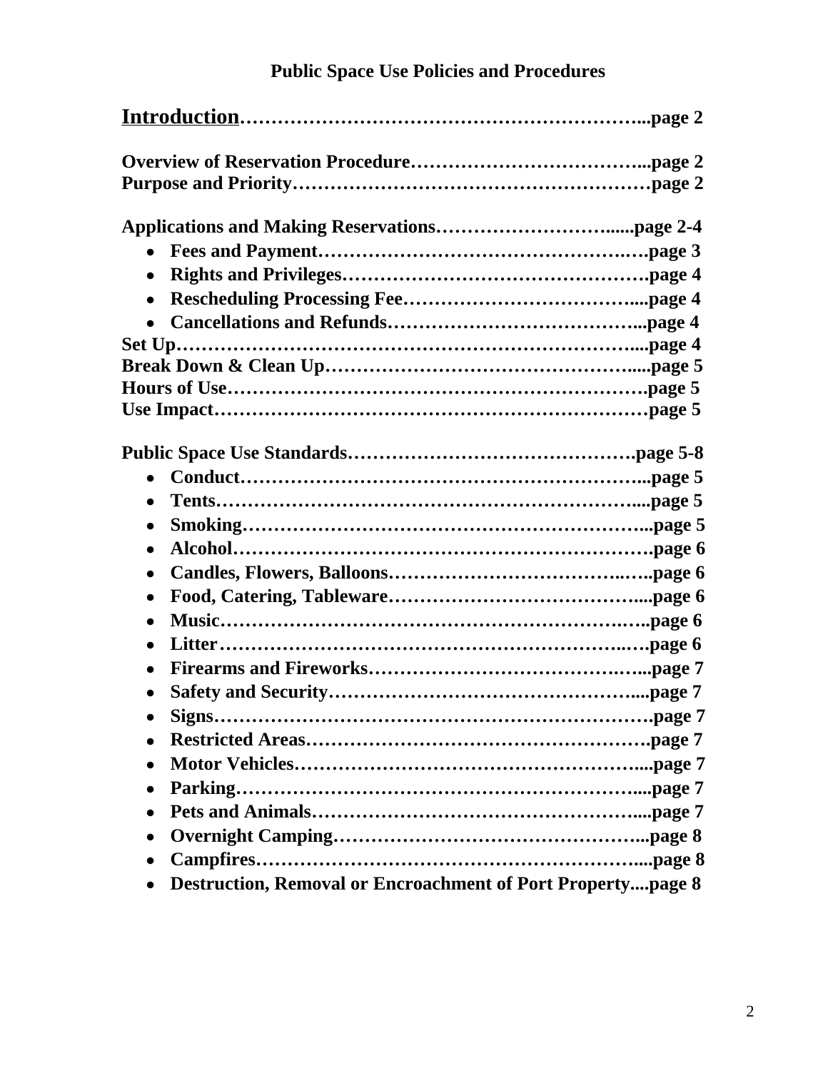# Public Space Use Policies and Procedures

**Introduction……………………………………………………...page 2**

**Overview of Reservation Procedure……………………………...page 2**
**Purpose and Priority………………………………………………page 2**

**Applications and Making Reservations…………………….....page 2-4**

- **Fees and Payment……………………………………….….page 3**
- **Rights and Privileges…………………………………………page 4**
- **Rescheduling Processing Fee………………………………...page 4**
- **Cancellations and Refunds…………………………………...page 4**

**Set Up………………………………………………………………...page 4**
**Break Down & Clean Up………………………………………......page 5**
**Hours of Use…………………………………………………………page 5**
**Use Impact……………………………………………………………page 5**

**Public Space Use Standards……………………………………page 5-8**

- **Conduct………………………………………………………...page 5**
- **Tents…………………………………………………………....page 5**
- **Smoking…………………………………………………….....page 5**
- **Alcohol…………………………………………………………page 6**
- **Candles, Flowers, Balloons……………………………..…..page 6**
- **Food, Catering, Tableware…………………………………...page 6**
- **Music……………………………………………………….…..page 6**
- **Litter……………………………………………………..….page 6**
- **Firearms and Fireworks…………………………………..…...page 7**
- **Safety and Security…………………………………………....page 7**
- **Signs…………………………………………………………….page 7**
- **Restricted Areas……………………………………………….page 7**
- **Motor Vehicles………………………………………………....page 7**
- **Parking………………………………………………………....page 7**
- **Pets and Animals……………………………………………....page 7**
- **Overnight Camping…………………………………………...page 8**
- **Campfires……………………………………………………....page 8**
- **Destruction, Removal or Encroachment of Port Property....page 8**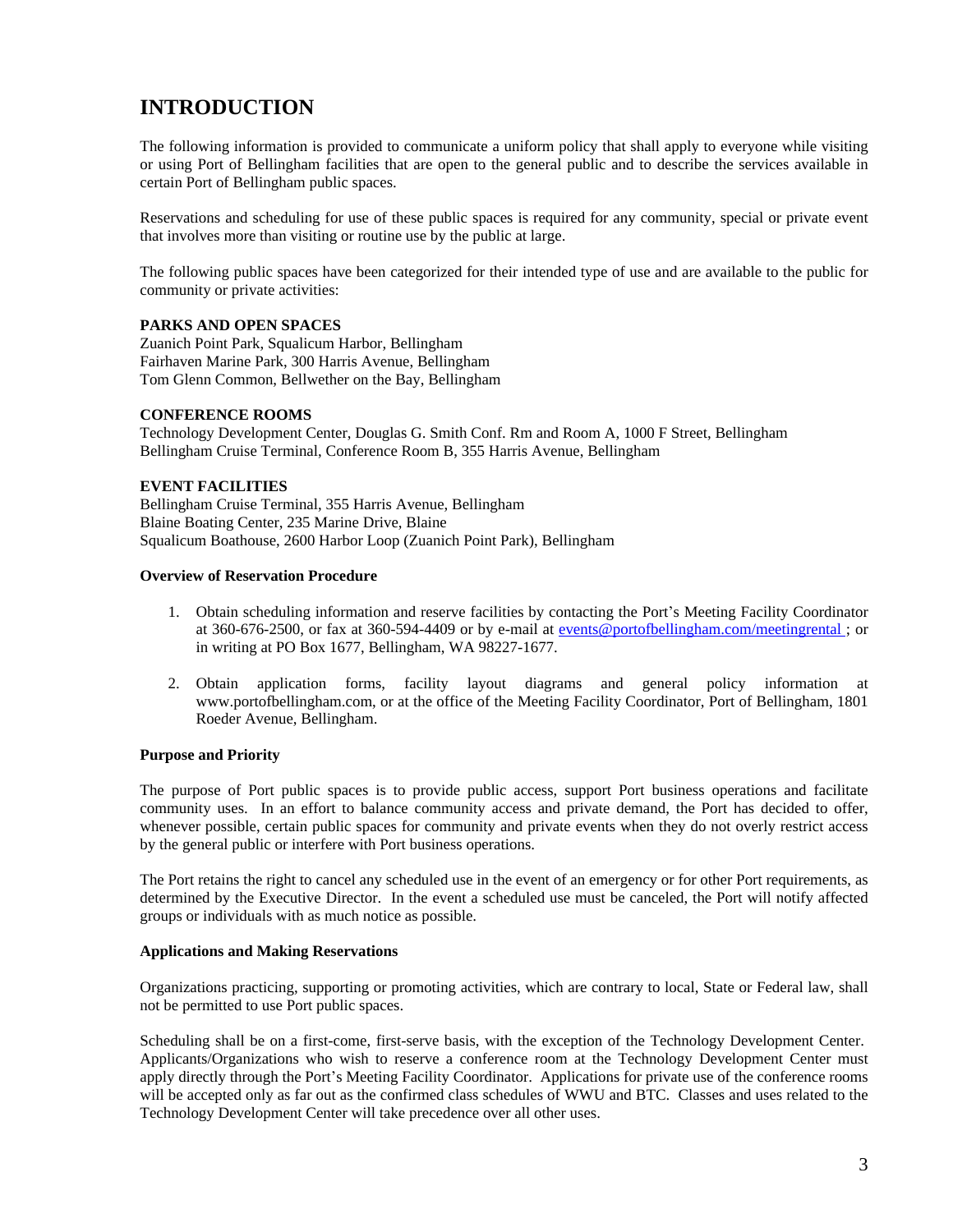# INTRODUCTION

The following information is provided to communicate a uniform policy that shall apply to everyone while visiting or using Port of Bellingham facilities that are open to the general public and to describe the services available in certain Port of Bellingham public spaces.

Reservations and scheduling for use of these public spaces is required for any community, special or private event that involves more than visiting or routine use by the public at large.

The following public spaces have been categorized for their intended type of use and are available to the public for community or private activities:

**PARKS AND OPEN SPACES**
Zuanich Point Park, Squalicum Harbor, Bellingham
Fairhaven Marine Park, 300 Harris Avenue, Bellingham
Tom Glenn Common, Bellwether on the Bay, Bellingham

**CONFERENCE ROOMS**
Technology Development Center, Douglas G. Smith Conf. Rm and Room A, 1000 F Street, Bellingham
Bellingham Cruise Terminal, Conference Room B, 355 Harris Avenue, Bellingham

**EVENT FACILITIES**
Bellingham Cruise Terminal, 355 Harris Avenue, Bellingham
Blaine Boating Center, 235 Marine Drive, Blaine
Squalicum Boathouse, 2600 Harbor Loop (Zuanich Point Park), Bellingham

**Overview of Reservation Procedure**

1. Obtain scheduling information and reserve facilities by contacting the Port's Meeting Facility Coordinator at 360-676-2500, or fax at 360-594-4409 or by e-mail at events@portofbellingham.com/meetingrental ; or in writing at PO Box 1677, Bellingham, WA 98227-1677.

2. Obtain application forms, facility layout diagrams and general policy information at www.portofbellingham.com, or at the office of the Meeting Facility Coordinator, Port of Bellingham, 1801 Roeder Avenue, Bellingham.

**Purpose and Priority**

The purpose of Port public spaces is to provide public access, support Port business operations and facilitate community uses. In an effort to balance community access and private demand, the Port has decided to offer, whenever possible, certain public spaces for community and private events when they do not overly restrict access by the general public or interfere with Port business operations.

The Port retains the right to cancel any scheduled use in the event of an emergency or for other Port requirements, as determined by the Executive Director. In the event a scheduled use must be canceled, the Port will notify affected groups or individuals with as much notice as possible.

**Applications and Making Reservations**

Organizations practicing, supporting or promoting activities, which are contrary to local, State or Federal law, shall not be permitted to use Port public spaces.

Scheduling shall be on a first-come, first-serve basis, with the exception of the Technology Development Center. Applicants/Organizations who wish to reserve a conference room at the Technology Development Center must apply directly through the Port's Meeting Facility Coordinator. Applications for private use of the conference rooms will be accepted only as far out as the confirmed class schedules of WWU and BTC. Classes and uses related to the Technology Development Center will take precedence over all other uses.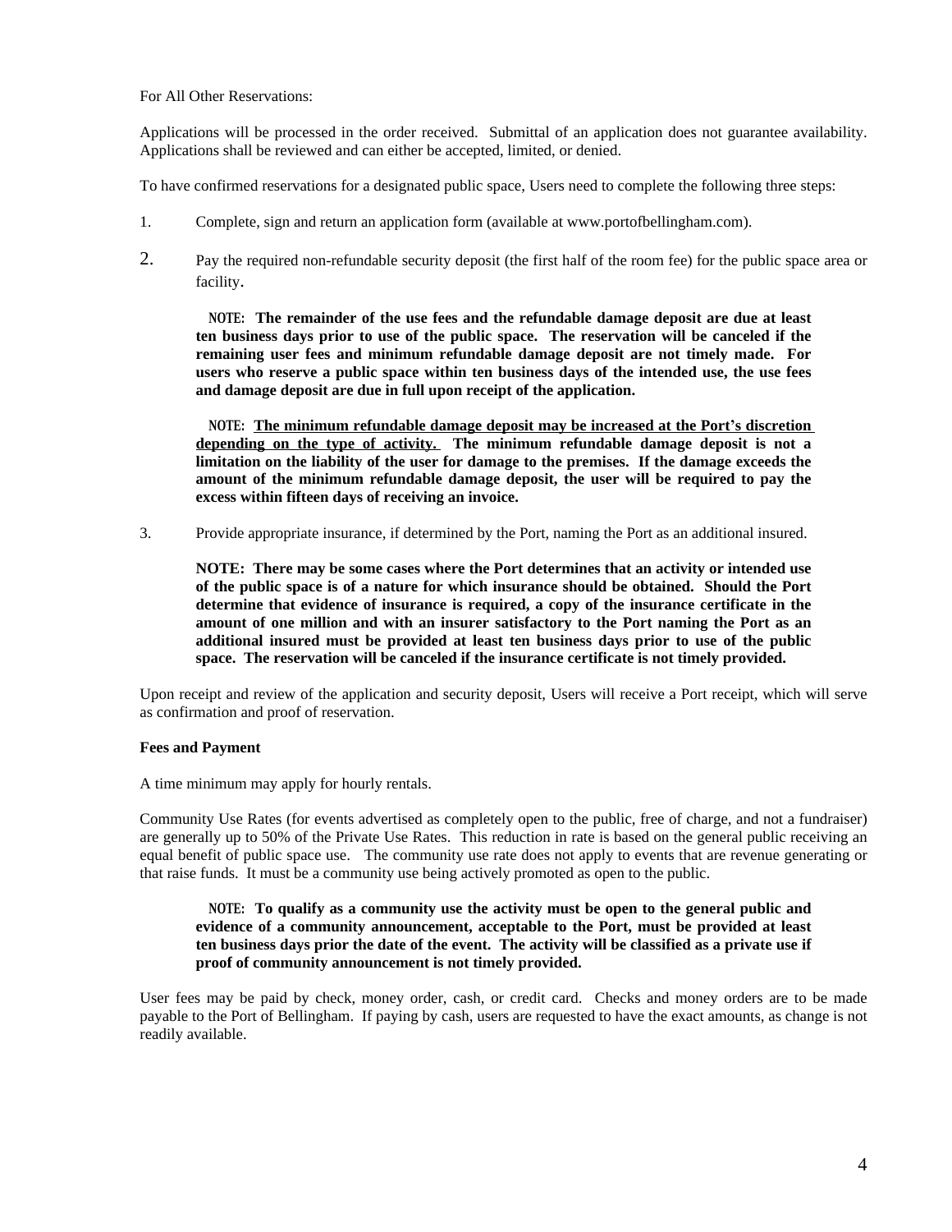For All Other Reservations:

Applications will be processed in the order received. Submittal of an application does not guarantee availability. Applications shall be reviewed and can either be accepted, limited, or denied.

To have confirmed reservations for a designated public space, Users need to complete the following three steps:

1. Complete, sign and return an application form (available at www.portofbellingham.com).

2. Pay the required non-refundable security deposit (the first half of the room fee) for the public space area or facility.

   **NOTE: The remainder of the use fees and the refundable damage deposit are due at least ten business days prior to use of the public space. The reservation will be canceled if the remaining user fees and minimum refundable damage deposit are not timely made. For users who reserve a public space within ten business days of the intended use, the use fees and damage deposit are due in full upon receipt of the application.**

   **NOTE: <u>The minimum refundable damage deposit may be increased at the Port's discretion depending on the type of activity.</u> The minimum refundable damage deposit is not a limitation on the liability of the user for damage to the premises. If the damage exceeds the amount of the minimum refundable damage deposit, the user will be required to pay the excess within fifteen days of receiving an invoice.**

3. Provide appropriate insurance, if determined by the Port, naming the Port as an additional insured.

   **NOTE: There may be some cases where the Port determines that an activity or intended use of the public space is of a nature for which insurance should be obtained. Should the Port determine that evidence of insurance is required, a copy of the insurance certificate in the amount of one million and with an insurer satisfactory to the Port naming the Port as an additional insured must be provided at least ten business days prior to use of the public space. The reservation will be canceled if the insurance certificate is not timely provided.**

Upon receipt and review of the application and security deposit, Users will receive a Port receipt, which will serve as confirmation and proof of reservation.

**Fees and Payment**

A time minimum may apply for hourly rentals.

Community Use Rates (for events advertised as completely open to the public, free of charge, and not a fundraiser) are generally up to 50% of the Private Use Rates. This reduction in rate is based on the general public receiving an equal benefit of public space use. The community use rate does not apply to events that are revenue generating or that raise funds. It must be a community use being actively promoted as open to the public.

> **NOTE: To qualify as a community use the activity must be open to the general public and evidence of a community announcement, acceptable to the Port, must be provided at least ten business days prior the date of the event. The activity will be classified as a private use if proof of community announcement is not timely provided.**

User fees may be paid by check, money order, cash, or credit card. Checks and money orders are to be made payable to the Port of Bellingham. If paying by cash, users are requested to have the exact amounts, as change is not readily available.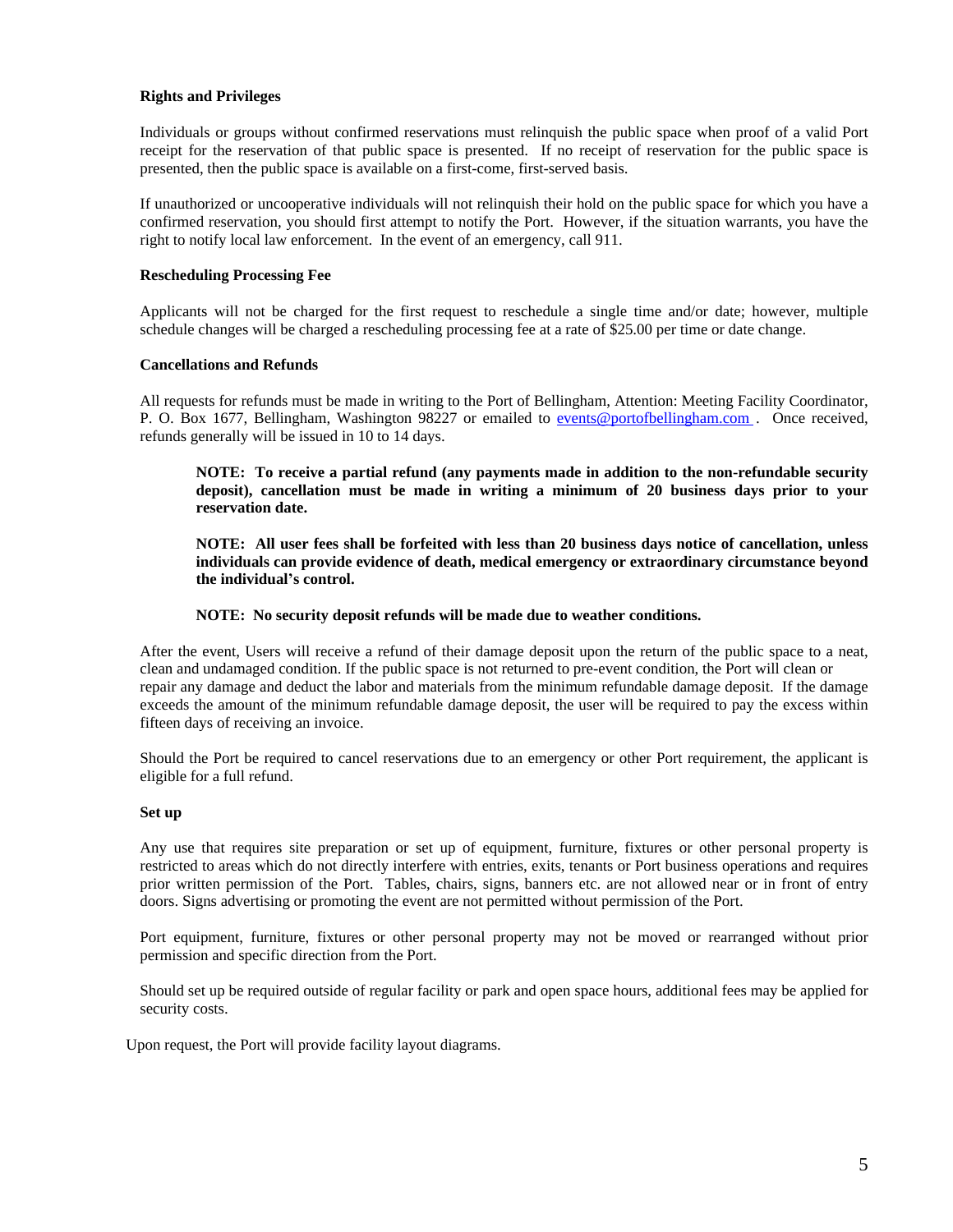**Rights and Privileges**

Individuals or groups without confirmed reservations must relinquish the public space when proof of a valid Port receipt for the reservation of that public space is presented. If no receipt of reservation for the public space is presented, then the public space is available on a first-come, first-served basis.

If unauthorized or uncooperative individuals will not relinquish their hold on the public space for which you have a confirmed reservation, you should first attempt to notify the Port. However, if the situation warrants, you have the right to notify local law enforcement. In the event of an emergency, call 911.

**Rescheduling Processing Fee**

Applicants will not be charged for the first request to reschedule a single time and/or date; however, multiple schedule changes will be charged a rescheduling processing fee at a rate of $25.00 per time or date change.

**Cancellations and Refunds**

All requests for refunds must be made in writing to the Port of Bellingham, Attention: Meeting Facility Coordinator, P. O. Box 1677, Bellingham, Washington 98227 or emailed to events@portofbellingham.com . Once received, refunds generally will be issued in 10 to 14 days.

> **NOTE: To receive a partial refund (any payments made in addition to the non-refundable security deposit), cancellation must be made in writing a minimum of 20 business days prior to your reservation date.**
>
> **NOTE: All user fees shall be forfeited with less than 20 business days notice of cancellation, unless individuals can provide evidence of death, medical emergency or extraordinary circumstance beyond the individual's control.**
>
> **NOTE: No security deposit refunds will be made due to weather conditions.**

After the event, Users will receive a refund of their damage deposit upon the return of the public space to a neat, clean and undamaged condition. If the public space is not returned to pre-event condition, the Port will clean or repair any damage and deduct the labor and materials from the minimum refundable damage deposit. If the damage exceeds the amount of the minimum refundable damage deposit, the user will be required to pay the excess within fifteen days of receiving an invoice.

Should the Port be required to cancel reservations due to an emergency or other Port requirement, the applicant is eligible for a full refund.

**Set up**

Any use that requires site preparation or set up of equipment, furniture, fixtures or other personal property is restricted to areas which do not directly interfere with entries, exits, tenants or Port business operations and requires prior written permission of the Port. Tables, chairs, signs, banners etc. are not allowed near or in front of entry doors. Signs advertising or promoting the event are not permitted without permission of the Port.

Port equipment, furniture, fixtures or other personal property may not be moved or rearranged without prior permission and specific direction from the Port.

Should set up be required outside of regular facility or park and open space hours, additional fees may be applied for security costs.

Upon request, the Port will provide facility layout diagrams.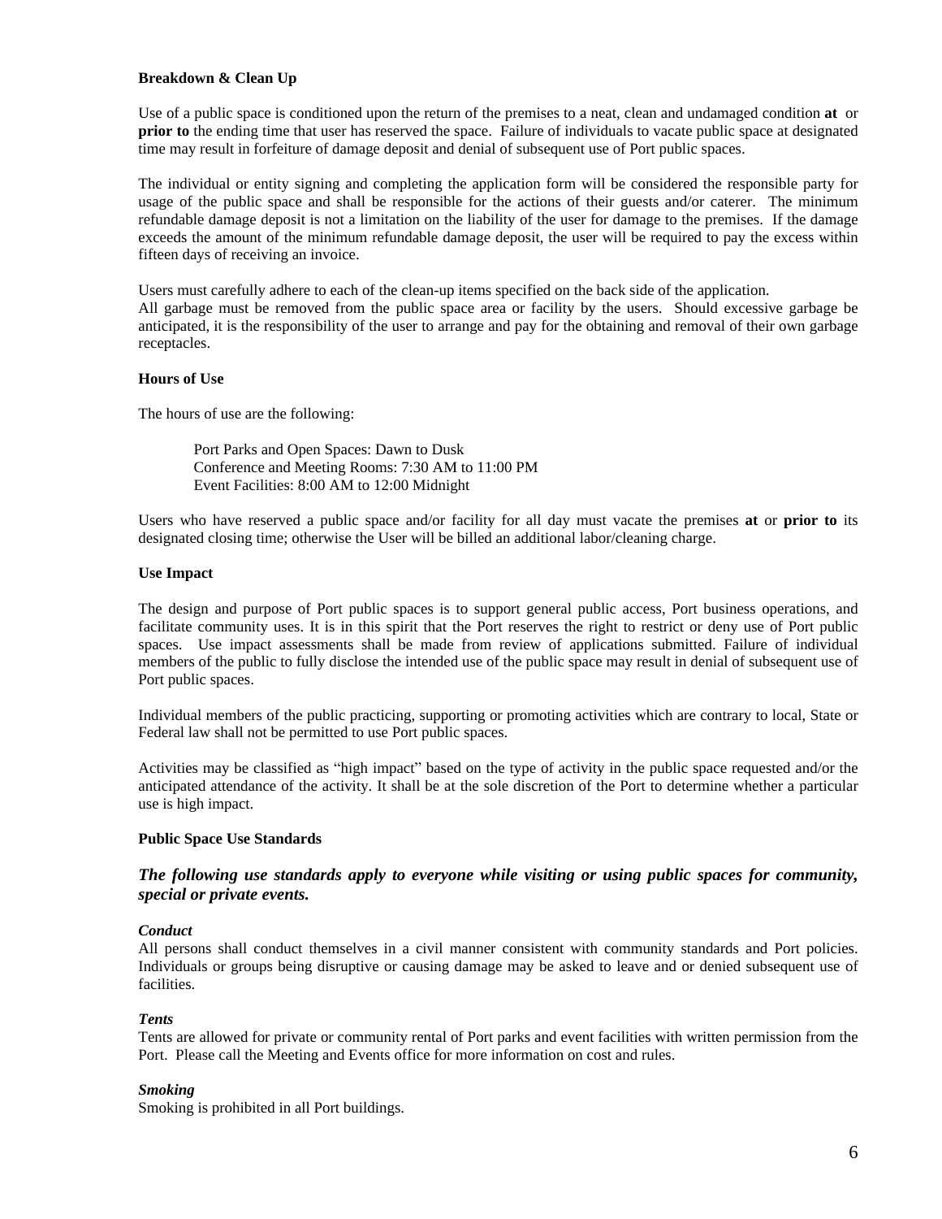**Breakdown & Clean Up**

Use of a public space is conditioned upon the return of the premises to a neat, clean and undamaged condition **at** or **prior to** the ending time that user has reserved the space. Failure of individuals to vacate public space at designated time may result in forfeiture of damage deposit and denial of subsequent use of Port public spaces.

The individual or entity signing and completing the application form will be considered the responsible party for usage of the public space and shall be responsible for the actions of their guests and/or caterer. The minimum refundable damage deposit is not a limitation on the liability of the user for damage to the premises. If the damage exceeds the amount of the minimum refundable damage deposit, the user will be required to pay the excess within fifteen days of receiving an invoice.

Users must carefully adhere to each of the clean-up items specified on the back side of the application.
All garbage must be removed from the public space area or facility by the users. Should excessive garbage be anticipated, it is the responsibility of the user to arrange and pay for the obtaining and removal of their own garbage receptacles.

**Hours of Use**

The hours of use are the following:

Port Parks and Open Spaces: Dawn to Dusk
Conference and Meeting Rooms: 7:30 AM to 11:00 PM
Event Facilities: 8:00 AM to 12:00 Midnight

Users who have reserved a public space and/or facility for all day must vacate the premises **at** or **prior to** its designated closing time; otherwise the User will be billed an additional labor/cleaning charge.

**Use Impact**

The design and purpose of Port public spaces is to support general public access, Port business operations, and facilitate community uses. It is in this spirit that the Port reserves the right to restrict or deny use of Port public spaces. Use impact assessments shall be made from review of applications submitted. Failure of individual members of the public to fully disclose the intended use of the public space may result in denial of subsequent use of Port public spaces.

Individual members of the public practicing, supporting or promoting activities which are contrary to local, State or Federal law shall not be permitted to use Port public spaces.

Activities may be classified as "high impact" based on the type of activity in the public space requested and/or the anticipated attendance of the activity. It shall be at the sole discretion of the Port to determine whether a particular use is high impact.

**Public Space Use Standards**

***The following use standards apply to everyone while visiting or using public spaces for community, special or private events.***

***Conduct***
All persons shall conduct themselves in a civil manner consistent with community standards and Port policies. Individuals or groups being disruptive or causing damage may be asked to leave and or denied subsequent use of facilities.

***Tents***
Tents are allowed for private or community rental of Port parks and event facilities with written permission from the Port. Please call the Meeting and Events office for more information on cost and rules.

***Smoking***
Smoking is prohibited in all Port buildings.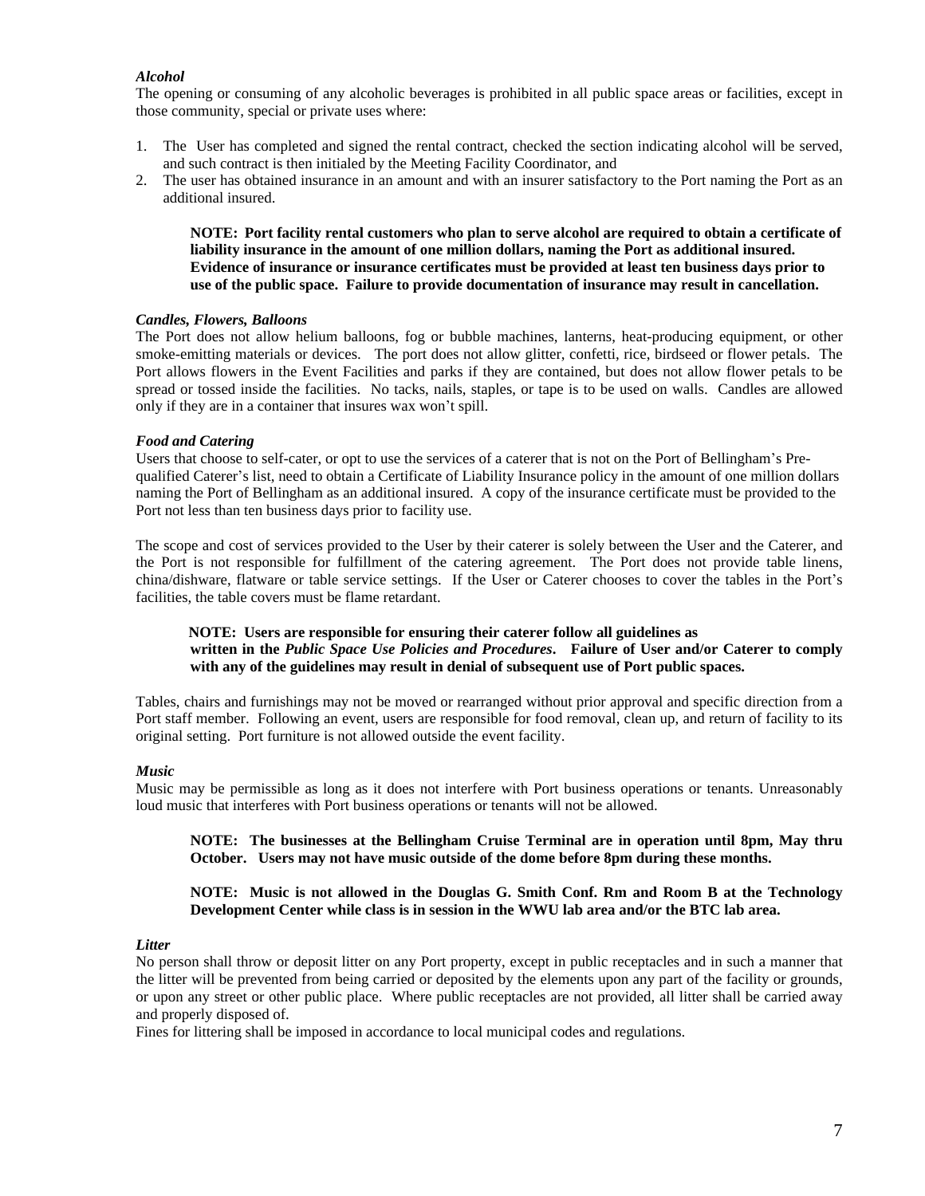*Alcohol*

The opening or consuming of any alcoholic beverages is prohibited in all public space areas or facilities, except in those community, special or private uses where:

1. The User has completed and signed the rental contract, checked the section indicating alcohol will be served, and such contract is then initialed by the Meeting Facility Coordinator, and
2. The user has obtained insurance in an amount and with an insurer satisfactory to the Port naming the Port as an additional insured.

> **NOTE: Port facility rental customers who plan to serve alcohol are required to obtain a certificate of liability insurance in the amount of one million dollars, naming the Port as additional insured. Evidence of insurance or insurance certificates must be provided at least ten business days prior to use of the public space. Failure to provide documentation of insurance may result in cancellation.**

*Candles, Flowers, Balloons*

The Port does not allow helium balloons, fog or bubble machines, lanterns, heat-producing equipment, or other smoke-emitting materials or devices. The port does not allow glitter, confetti, rice, birdseed or flower petals. The Port allows flowers in the Event Facilities and parks if they are contained, but does not allow flower petals to be spread or tossed inside the facilities. No tacks, nails, staples, or tape is to be used on walls. Candles are allowed only if they are in a container that insures wax won't spill.

*Food and Catering*

Users that choose to self-cater, or opt to use the services of a caterer that is not on the Port of Bellingham's Pre-qualified Caterer's list, need to obtain a Certificate of Liability Insurance policy in the amount of one million dollars naming the Port of Bellingham as an additional insured. A copy of the insurance certificate must be provided to the Port not less than ten business days prior to facility use.

The scope and cost of services provided to the User by their caterer is solely between the User and the Caterer, and the Port is not responsible for fulfillment of the catering agreement. The Port does not provide table linens, china/dishware, flatware or table service settings. If the User or Caterer chooses to cover the tables in the Port's facilities, the table covers must be flame retardant.

> **NOTE: Users are responsible for ensuring their caterer follow all guidelines as written in the *Public Space Use Policies and Procedures*. Failure of User and/or Caterer to comply with any of the guidelines may result in denial of subsequent use of Port public spaces.**

Tables, chairs and furnishings may not be moved or rearranged without prior approval and specific direction from a Port staff member. Following an event, users are responsible for food removal, clean up, and return of facility to its original setting. Port furniture is not allowed outside the event facility.

*Music*

Music may be permissible as long as it does not interfere with Port business operations or tenants. Unreasonably loud music that interferes with Port business operations or tenants will not be allowed.

> **NOTE: The businesses at the Bellingham Cruise Terminal are in operation until 8pm, May thru October. Users may not have music outside of the dome before 8pm during these months.**

> **NOTE: Music is not allowed in the Douglas G. Smith Conf. Rm and Room B at the Technology Development Center while class is in session in the WWU lab area and/or the BTC lab area.**

*Litter*

No person shall throw or deposit litter on any Port property, except in public receptacles and in such a manner that the litter will be prevented from being carried or deposited by the elements upon any part of the facility or grounds, or upon any street or other public place. Where public receptacles are not provided, all litter shall be carried away and properly disposed of.

Fines for littering shall be imposed in accordance to local municipal codes and regulations.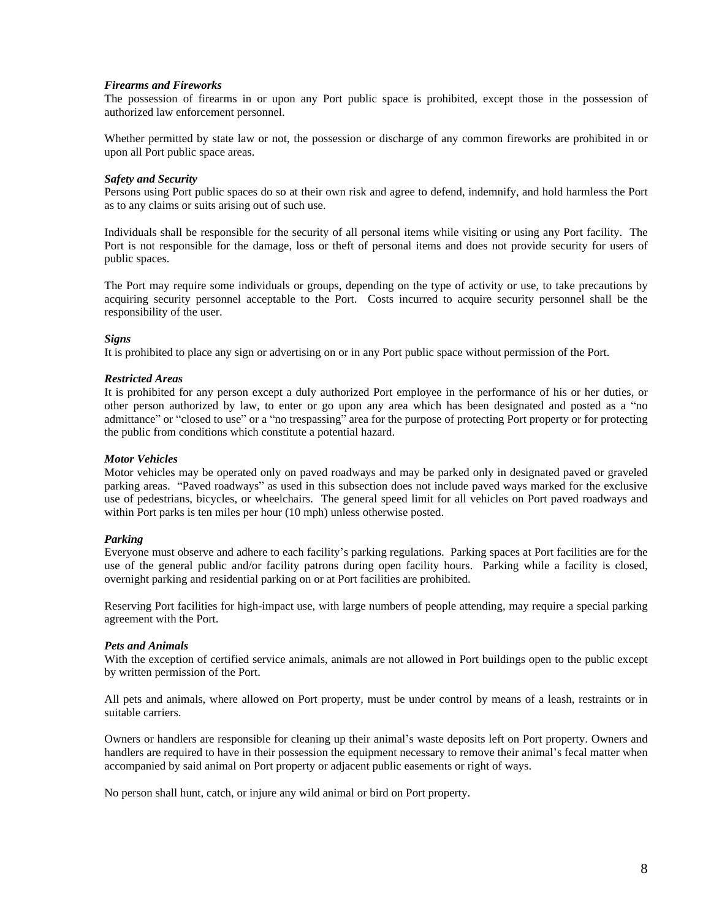***Firearms and Fireworks***
The possession of firearms in or upon any Port public space is prohibited, except those in the possession of authorized law enforcement personnel.

Whether permitted by state law or not, the possession or discharge of any common fireworks are prohibited in or upon all Port public space areas.

***Safety and Security***
Persons using Port public spaces do so at their own risk and agree to defend, indemnify, and hold harmless the Port as to any claims or suits arising out of such use.

Individuals shall be responsible for the security of all personal items while visiting or using any Port facility. The Port is not responsible for the damage, loss or theft of personal items and does not provide security for users of public spaces.

The Port may require some individuals or groups, depending on the type of activity or use, to take precautions by acquiring security personnel acceptable to the Port. Costs incurred to acquire security personnel shall be the responsibility of the user.

***Signs***
It is prohibited to place any sign or advertising on or in any Port public space without permission of the Port.

***Restricted Areas***
It is prohibited for any person except a duly authorized Port employee in the performance of his or her duties, or other person authorized by law, to enter or go upon any area which has been designated and posted as a "no admittance" or "closed to use" or a "no trespassing" area for the purpose of protecting Port property or for protecting the public from conditions which constitute a potential hazard.

***Motor Vehicles***
Motor vehicles may be operated only on paved roadways and may be parked only in designated paved or graveled parking areas. "Paved roadways" as used in this subsection does not include paved ways marked for the exclusive use of pedestrians, bicycles, or wheelchairs. The general speed limit for all vehicles on Port paved roadways and within Port parks is ten miles per hour (10 mph) unless otherwise posted.

***Parking***
Everyone must observe and adhere to each facility's parking regulations. Parking spaces at Port facilities are for the use of the general public and/or facility patrons during open facility hours. Parking while a facility is closed, overnight parking and residential parking on or at Port facilities are prohibited.

Reserving Port facilities for high-impact use, with large numbers of people attending, may require a special parking agreement with the Port.

***Pets and Animals***
With the exception of certified service animals, animals are not allowed in Port buildings open to the public except by written permission of the Port.

All pets and animals, where allowed on Port property, must be under control by means of a leash, restraints or in suitable carriers.

Owners or handlers are responsible for cleaning up their animal's waste deposits left on Port property. Owners and handlers are required to have in their possession the equipment necessary to remove their animal's fecal matter when accompanied by said animal on Port property or adjacent public easements or right of ways.

No person shall hunt, catch, or injure any wild animal or bird on Port property.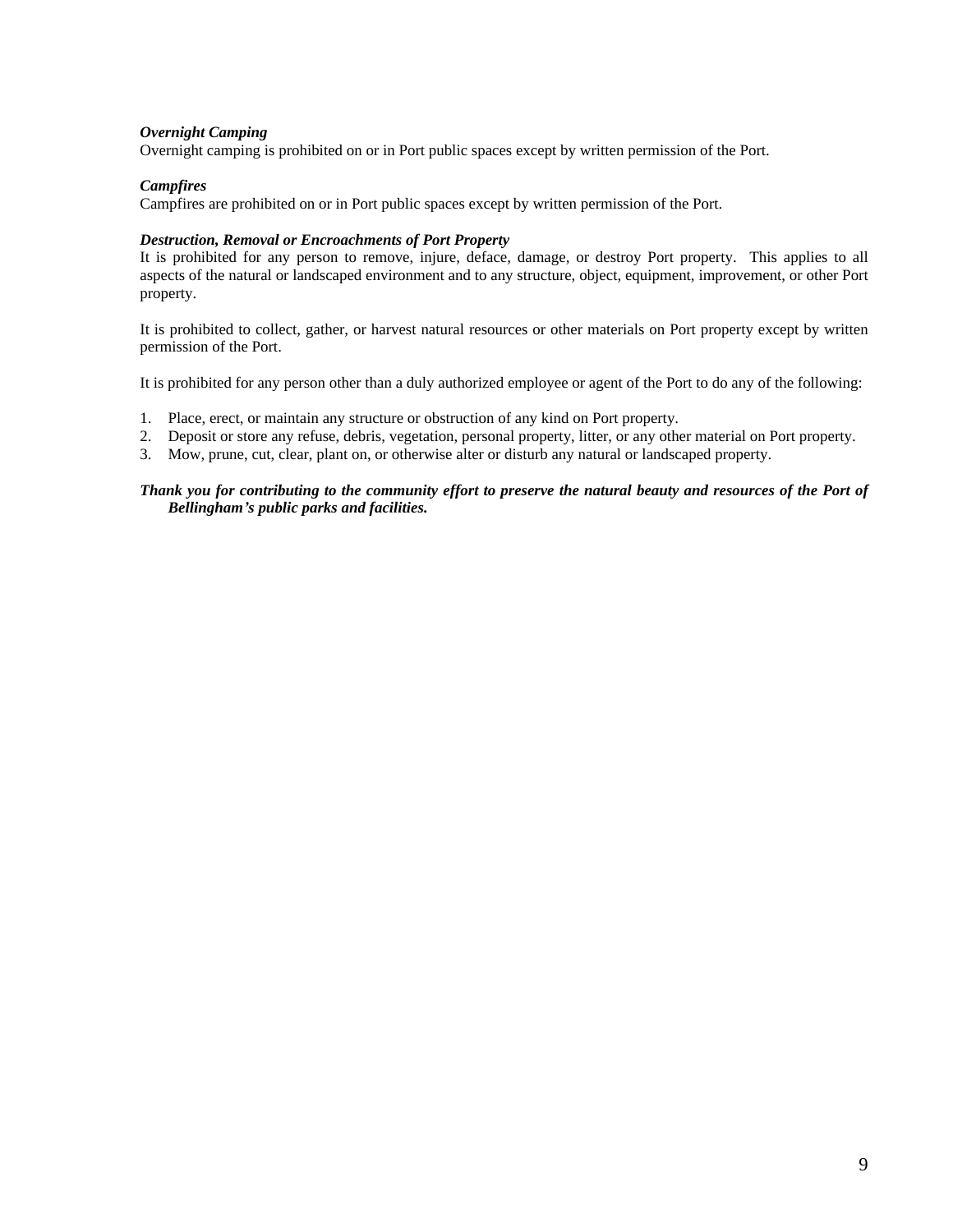***Overnight Camping***
Overnight camping is prohibited on or in Port public spaces except by written permission of the Port.

***Campfires***
Campfires are prohibited on or in Port public spaces except by written permission of the Port.

***Destruction, Removal or Encroachments of Port Property***
It is prohibited for any person to remove, injure, deface, damage, or destroy Port property. This applies to all aspects of the natural or landscaped environment and to any structure, object, equipment, improvement, or other Port property.

It is prohibited to collect, gather, or harvest natural resources or other materials on Port property except by written permission of the Port.

It is prohibited for any person other than a duly authorized employee or agent of the Port to do any of the following:

1. Place, erect, or maintain any structure or obstruction of any kind on Port property.
2. Deposit or store any refuse, debris, vegetation, personal property, litter, or any other material on Port property.
3. Mow, prune, cut, clear, plant on, or otherwise alter or disturb any natural or landscaped property.

***Thank you for contributing to the community effort to preserve the natural beauty and resources of the Port of Bellingham's public parks and facilities.***